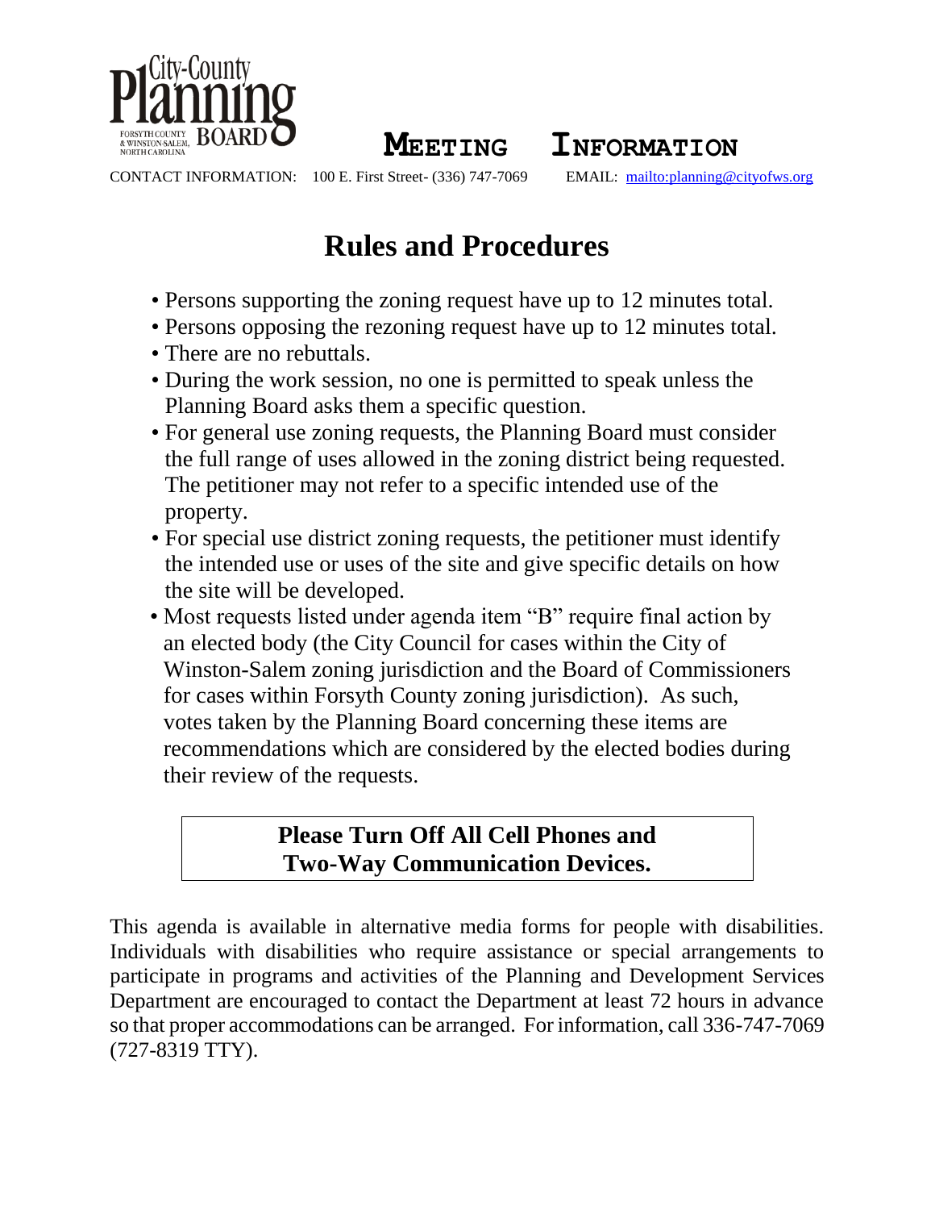City-County Planning Board
FORSYTH COUNTY & WINSTON-SALEM, NORTH CAROLINA

**MEETING INFORMATION**

CONTACT INFORMATION: 100 E. First Street- (336) 747-7069 EMAIL: mailto:planning@cityofws.org

# Rules and Procedures

- Persons supporting the zoning request have up to 12 minutes total.
- Persons opposing the rezoning request have up to 12 minutes total.
- There are no rebuttals.
- During the work session, no one is permitted to speak unless the Planning Board asks them a specific question.
- For general use zoning requests, the Planning Board must consider the full range of uses allowed in the zoning district being requested. The petitioner may not refer to a specific intended use of the property.
- For special use district zoning requests, the petitioner must identify the intended use or uses of the site and give specific details on how the site will be developed.
- Most requests listed under agenda item "B" require final action by an elected body (the City Council for cases within the City of Winston-Salem zoning jurisdiction and the Board of Commissioners for cases within Forsyth County zoning jurisdiction). As such, votes taken by the Planning Board concerning these items are recommendations which are considered by the elected bodies during their review of the requests.

**Please Turn Off All Cell Phones and Two-Way Communication Devices.**

This agenda is available in alternative media forms for people with disabilities. Individuals with disabilities who require assistance or special arrangements to participate in programs and activities of the Planning and Development Services Department are encouraged to contact the Department at least 72 hours in advance so that proper accommodations can be arranged. For information, call 336-747-7069 (727-8319 TTY).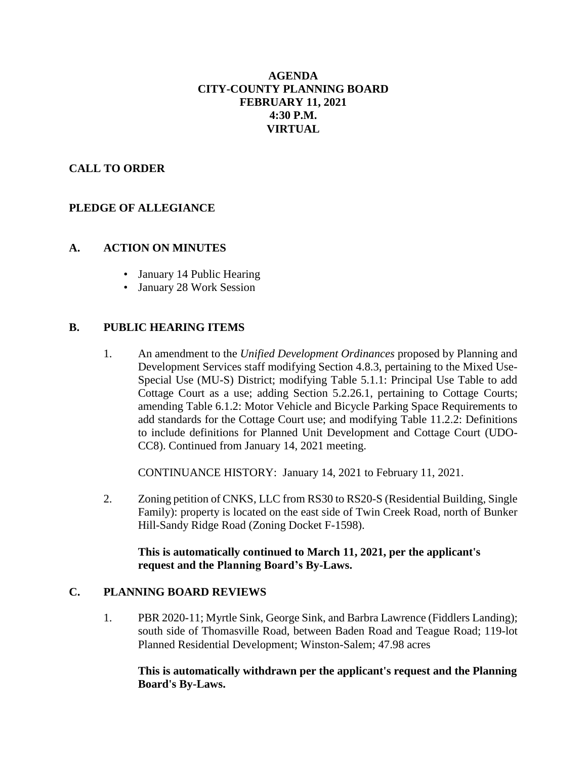**AGENDA**
**CITY-COUNTY PLANNING BOARD**
**FEBRUARY 11, 2021**
**4:30 P.M.**
**VIRTUAL**

## CALL TO ORDER

## PLEDGE OF ALLEGIANCE

## A. ACTION ON MINUTES

- January 14 Public Hearing
- January 28 Work Session

## B. PUBLIC HEARING ITEMS

1. An amendment to the *Unified Development Ordinances* proposed by Planning and Development Services staff modifying Section 4.8.3, pertaining to the Mixed Use-Special Use (MU-S) District; modifying Table 5.1.1: Principal Use Table to add Cottage Court as a use; adding Section 5.2.26.1, pertaining to Cottage Courts; amending Table 6.1.2: Motor Vehicle and Bicycle Parking Space Requirements to add standards for the Cottage Court use; and modifying Table 11.2.2: Definitions to include definitions for Planned Unit Development and Cottage Court (UDO-CC8). Continued from January 14, 2021 meeting.

   CONTINUANCE HISTORY: January 14, 2021 to February 11, 2021.

2. Zoning petition of CNKS, LLC from RS30 to RS20-S (Residential Building, Single Family): property is located on the east side of Twin Creek Road, north of Bunker Hill-Sandy Ridge Road (Zoning Docket F-1598).

   **This is automatically continued to March 11, 2021, per the applicant's request and the Planning Board's By-Laws.**

## C. PLANNING BOARD REVIEWS

1. PBR 2020-11; Myrtle Sink, George Sink, and Barbra Lawrence (Fiddlers Landing); south side of Thomasville Road, between Baden Road and Teague Road; 119-lot Planned Residential Development; Winston-Salem; 47.98 acres

   **This is automatically withdrawn per the applicant's request and the Planning Board's By-Laws.**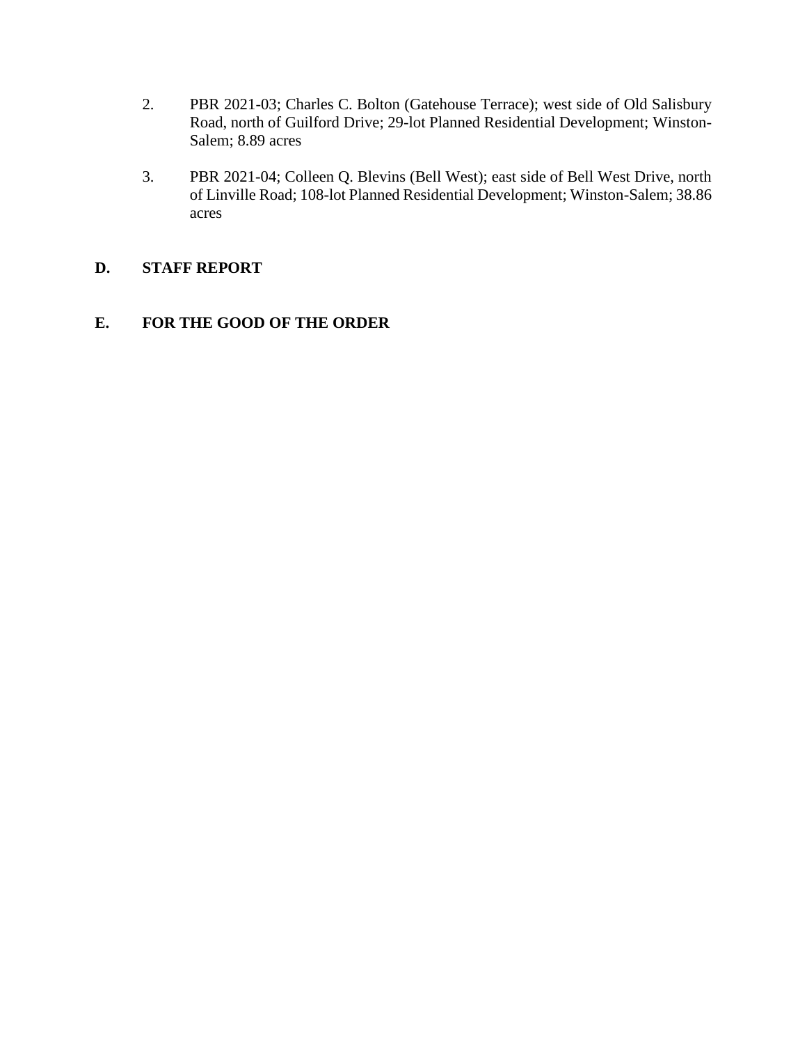2. PBR 2021-03; Charles C. Bolton (Gatehouse Terrace); west side of Old Salisbury Road, north of Guilford Drive; 29-lot Planned Residential Development; Winston-Salem; 8.89 acres

3. PBR 2021-04; Colleen Q. Blevins (Bell West); east side of Bell West Drive, north of Linville Road; 108-lot Planned Residential Development; Winston-Salem; 38.86 acres

## D. STAFF REPORT

## E. FOR THE GOOD OF THE ORDER